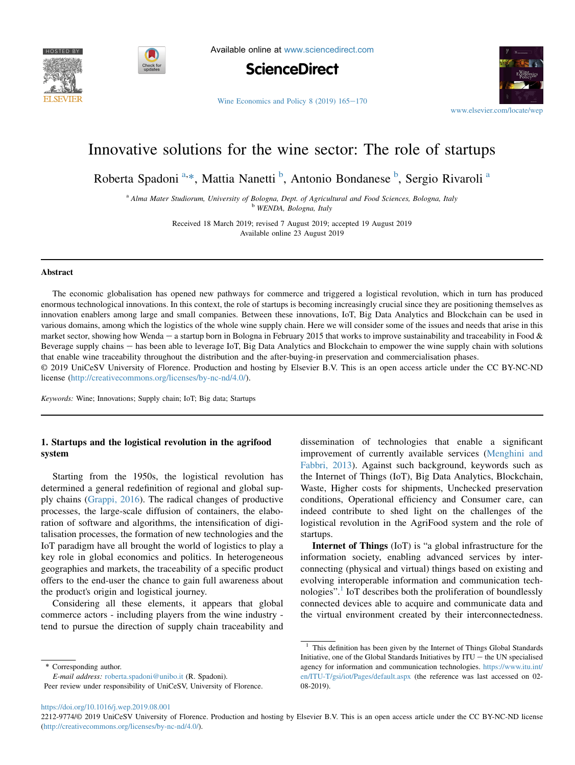# Innovative solutions for the wine sector: The role of startups

Roberta Spadoni [a,*], Mattia Nanetti [b], Antonio Bondanese [b], Sergio Rivaroli [a]

[a] Alma Mater Studiorum, University of Bologna, Dept. of Agricultural and Food Sciences, Bologna, Italy
[b] WENDA, Bologna, Italy

Received 18 March 2019; revised 7 August 2019; accepted 19 August 2019
Available online 23 August 2019

## Abstract

The economic globalisation has opened new pathways for commerce and triggered a logistical revolution, which in turn has produced enormous technological innovations. In this context, the role of startups is becoming increasingly crucial since they are positioning themselves as innovation enablers among large and small companies. Between these innovations, IoT, Big Data Analytics and Blockchain can be used in various domains, among which the logistics of the whole wine supply chain. Here we will consider some of the issues and needs that arise in this market sector, showing how Wenda – a startup born in Bologna in February 2015 that works to improve sustainability and traceability in Food & Beverage supply chains – has been able to leverage IoT, Big Data Analytics and Blockchain to empower the wine supply chain with solutions that enable wine traceability throughout the distribution and the after-buying-in preservation and commercialisation phases.

© 2019 UniCeSV University of Florence. Production and hosting by Elsevier B.V. This is an open access article under the CC BY-NC-ND license (http://creativecommons.org/licenses/by-nc-nd/4.0/).

*Keywords:* Wine; Innovations; Supply chain; IoT; Big data; Startups

## 1. Startups and the logistical revolution in the agrifood system

Starting from the 1950s, the logistical revolution has determined a general redefinition of regional and global supply chains (Grappi, 2016). The radical changes of productive processes, the large-scale diffusion of containers, the elaboration of software and algorithms, the intensification of digitalisation processes, the formation of new technologies and the IoT paradigm have all brought the world of logistics to play a key role in global economics and politics. In heterogeneous geographies and markets, the traceability of a specific product offers to the end-user the chance to gain full awareness about the product's origin and logistical journey.

Considering all these elements, it appears that global commerce actors - including players from the wine industry - tend to pursue the direction of supply chain traceability and dissemination of technologies that enable a significant improvement of currently available services (Menghini and Fabbri, 2013). Against such background, keywords such as the Internet of Things (IoT), Big Data Analytics, Blockchain, Waste, Higher costs for shipments, Unchecked preservation conditions, Operational efficiency and Consumer care, can indeed contribute to shed light on the challenges of the logistical revolution in the AgriFood system and the role of startups.

**Internet of Things** (IoT) is "a global infrastructure for the information society, enabling advanced services by interconnecting (physical and virtual) things based on existing and evolving interoperable information and communication technologies".[1] IoT describes both the proliferation of boundlessly connected devices able to acquire and communicate data and the virtual environment created by their interconnectedness.

[1] This definition has been given by the Internet of Things Global Standards Initiative, one of the Global Standards Initiatives by ITU – the UN specialised agency for information and communication technologies. https://www.itu.int/en/ITU-T/gsi/iot/Pages/default.aspx (the reference was last accessed on 02-08-2019).

\* Corresponding author.
*E-mail address:* roberta.spadoni@unibo.it (R. Spadoni).
Peer review under responsibility of UniCeSV, University of Florence.

https://doi.org/10.1016/j.wep.2019.08.001
2212-9774/© 2019 UniCeSV University of Florence. Production and hosting by Elsevier B.V. This is an open access article under the CC BY-NC-ND license (http://creativecommons.org/licenses/by-nc-nd/4.0/).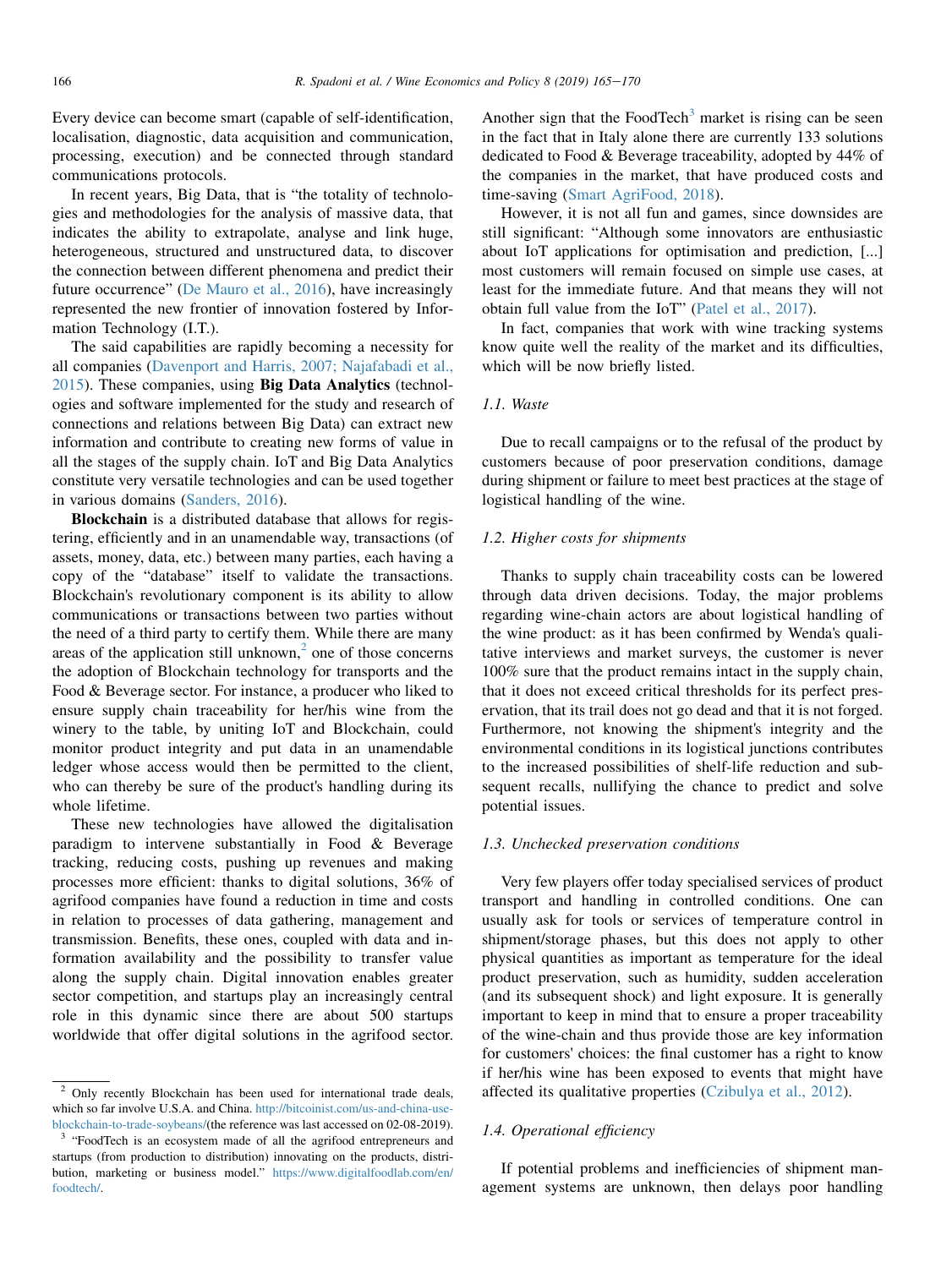Every device can become smart (capable of self-identification, localisation, diagnostic, data acquisition and communication, processing, execution) and be connected through standard communications protocols.

In recent years, Big Data, that is "the totality of technologies and methodologies for the analysis of massive data, that indicates the ability to extrapolate, analyse and link huge, heterogeneous, structured and unstructured data, to discover the connection between different phenomena and predict their future occurrence" (De Mauro et al., 2016), have increasingly represented the new frontier of innovation fostered by Information Technology (I.T.).

The said capabilities are rapidly becoming a necessity for all companies (Davenport and Harris, 2007; Najafabadi et al., 2015). These companies, using **Big Data Analytics** (technologies and software implemented for the study and research of connections and relations between Big Data) can extract new information and contribute to creating new forms of value in all the stages of the supply chain. IoT and Big Data Analytics constitute very versatile technologies and can be used together in various domains (Sanders, 2016).

**Blockchain** is a distributed database that allows for registering, efficiently and in an unamendable way, transactions (of assets, money, data, etc.) between many parties, each having a copy of the "database" itself to validate the transactions. Blockchain's revolutionary component is its ability to allow communications or transactions between two parties without the need of a third party to certify them. While there are many areas of the application still unknown,[2] one of those concerns the adoption of Blockchain technology for transports and the Food & Beverage sector. For instance, a producer who liked to ensure supply chain traceability for her/his wine from the winery to the table, by uniting IoT and Blockchain, could monitor product integrity and put data in an unamendable ledger whose access would then be permitted to the client, who can thereby be sure of the product's handling during its whole lifetime.

These new technologies have allowed the digitalisation paradigm to intervene substantially in Food & Beverage tracking, reducing costs, pushing up revenues and making processes more efficient: thanks to digital solutions, 36% of agrifood companies have found a reduction in time and costs in relation to processes of data gathering, management and transmission. Benefits, these ones, coupled with data and information availability and the possibility to transfer value along the supply chain. Digital innovation enables greater sector competition, and startups play an increasingly central role in this dynamic since there are about 500 startups worldwide that offer digital solutions in the agrifood sector. Another sign that the FoodTech[3] market is rising can be seen in the fact that in Italy alone there are currently 133 solutions dedicated to Food & Beverage traceability, adopted by 44% of the companies in the market, that have produced costs and time-saving (Smart AgriFood, 2018).

However, it is not all fun and games, since downsides are still significant: "Although some innovators are enthusiastic about IoT applications for optimisation and prediction, [...] most customers will remain focused on simple use cases, at least for the immediate future. And that means they will not obtain full value from the IoT" (Patel et al., 2017).

In fact, companies that work with wine tracking systems know quite well the reality of the market and its difficulties, which will be now briefly listed.

### 1.1. Waste

Due to recall campaigns or to the refusal of the product by customers because of poor preservation conditions, damage during shipment or failure to meet best practices at the stage of logistical handling of the wine.

### 1.2. Higher costs for shipments

Thanks to supply chain traceability costs can be lowered through data driven decisions. Today, the major problems regarding wine-chain actors are about logistical handling of the wine product: as it has been confirmed by Wenda's qualitative interviews and market surveys, the customer is never 100% sure that the product remains intact in the supply chain, that it does not exceed critical thresholds for its perfect preservation, that its trail does not go dead and that it is not forged. Furthermore, not knowing the shipment's integrity and the environmental conditions in its logistical junctions contributes to the increased possibilities of shelf-life reduction and subsequent recalls, nullifying the chance to predict and solve potential issues.

### 1.3. Unchecked preservation conditions

Very few players offer today specialised services of product transport and handling in controlled conditions. One can usually ask for tools or services of temperature control in shipment/storage phases, but this does not apply to other physical quantities as important as temperature for the ideal product preservation, such as humidity, sudden acceleration (and its subsequent shock) and light exposure. It is generally important to keep in mind that to ensure a proper traceability of the wine-chain and thus provide those are key information for customers' choices: the final customer has a right to know if her/his wine has been exposed to events that might have affected its qualitative properties (Czibulya et al., 2012).

### 1.4. Operational efficiency

If potential problems and inefficiencies of shipment management systems are unknown, then delays poor handling

---

[2] Only recently Blockchain has been used for international trade deals, which so far involve U.S.A. and China. http://bitcoinist.com/us-and-china-use-blockchain-to-trade-soybeans/(the reference was last accessed on 02-08-2019).

[3] "FoodTech is an ecosystem made of all the agrifood entrepreneurs and startups (from production to distribution) innovating on the products, distribution, marketing or business model." https://www.digitalfoodlab.com/en/foodtech/.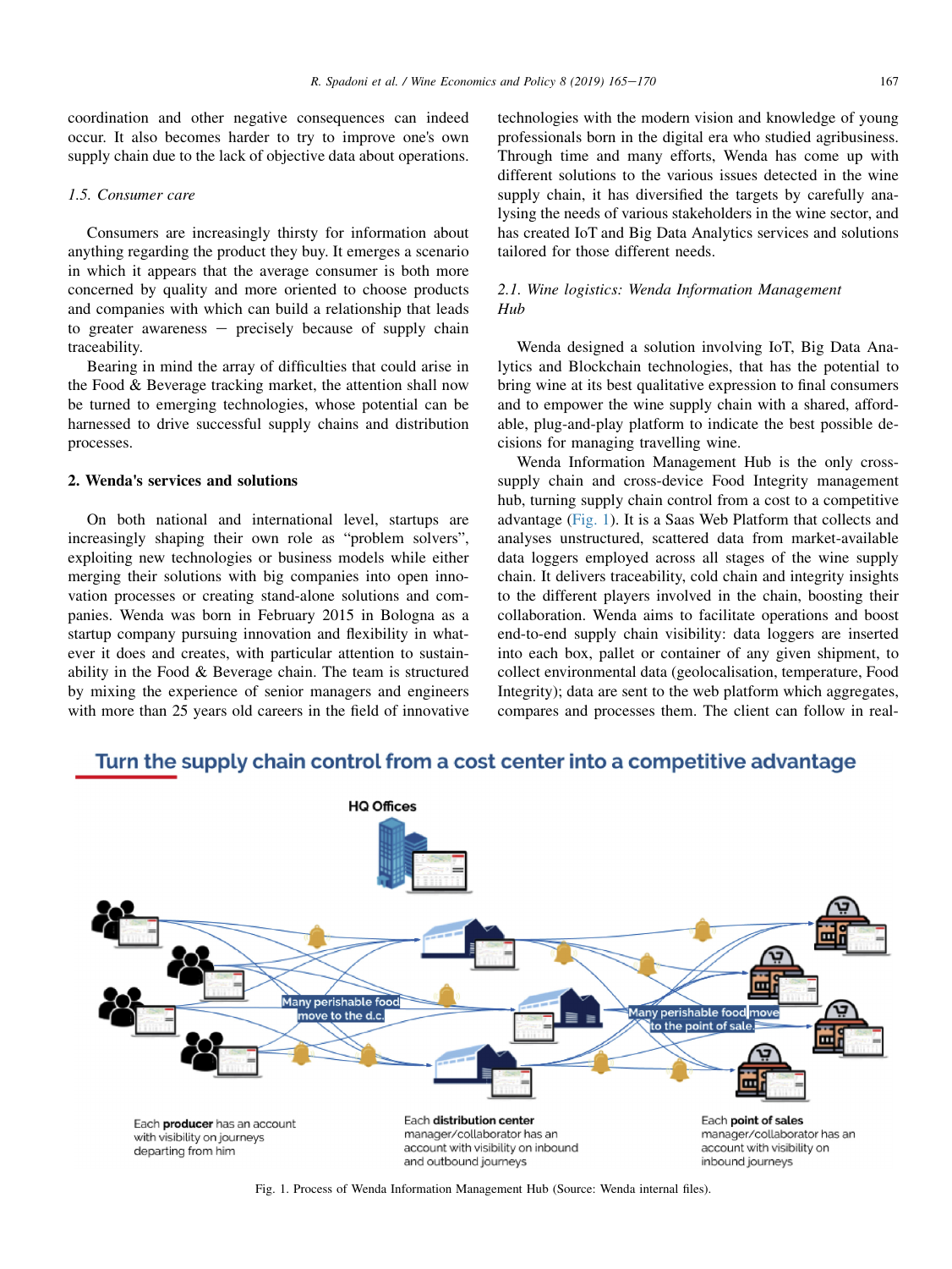coordination and other negative consequences can indeed occur. It also becomes harder to try to improve one's own supply chain due to the lack of objective data about operations.

### 1.5. Consumer care

Consumers are increasingly thirsty for information about anything regarding the product they buy. It emerges a scenario in which it appears that the average consumer is both more concerned by quality and more oriented to choose products and companies with which can build a relationship that leads to greater awareness − precisely because of supply chain traceability.

Bearing in mind the array of difficulties that could arise in the Food & Beverage tracking market, the attention shall now be turned to emerging technologies, whose potential can be harnessed to drive successful supply chains and distribution processes.

## 2. Wenda's services and solutions

On both national and international level, startups are increasingly shaping their own role as "problem solvers", exploiting new technologies or business models while either merging their solutions with big companies into open innovation processes or creating stand-alone solutions and companies. Wenda was born in February 2015 in Bologna as a startup company pursuing innovation and flexibility in whatever it does and creates, with particular attention to sustainability in the Food & Beverage chain. The team is structured by mixing the experience of senior managers and engineers with more than 25 years old careers in the field of innovative technologies with the modern vision and knowledge of young professionals born in the digital era who studied agribusiness. Through time and many efforts, Wenda has come up with different solutions to the various issues detected in the wine supply chain, it has diversified the targets by carefully analysing the needs of various stakeholders in the wine sector, and has created IoT and Big Data Analytics services and solutions tailored for those different needs.

### 2.1. Wine logistics: Wenda Information Management Hub

Wenda designed a solution involving IoT, Big Data Analytics and Blockchain technologies, that has the potential to bring wine at its best qualitative expression to final consumers and to empower the wine supply chain with a shared, affordable, plug-and-play platform to indicate the best possible decisions for managing travelling wine.

Wenda Information Management Hub is the only cross-supply chain and cross-device Food Integrity management hub, turning supply chain control from a cost to a competitive advantage (Fig. 1). It is a Saas Web Platform that collects and analyses unstructured, scattered data from market-available data loggers employed across all stages of the wine supply chain. It delivers traceability, cold chain and integrity insights to the different players involved in the chain, boosting their collaboration. Wenda aims to facilitate operations and boost end-to-end supply chain visibility: data loggers are inserted into each box, pallet or container of any given shipment, to collect environmental data (geolocalisation, temperature, Food Integrity); data are sent to the web platform which aggregates, compares and processes them. The client can follow in real-

Fig. 1. Process of Wenda Information Management Hub (Source: Wenda internal files).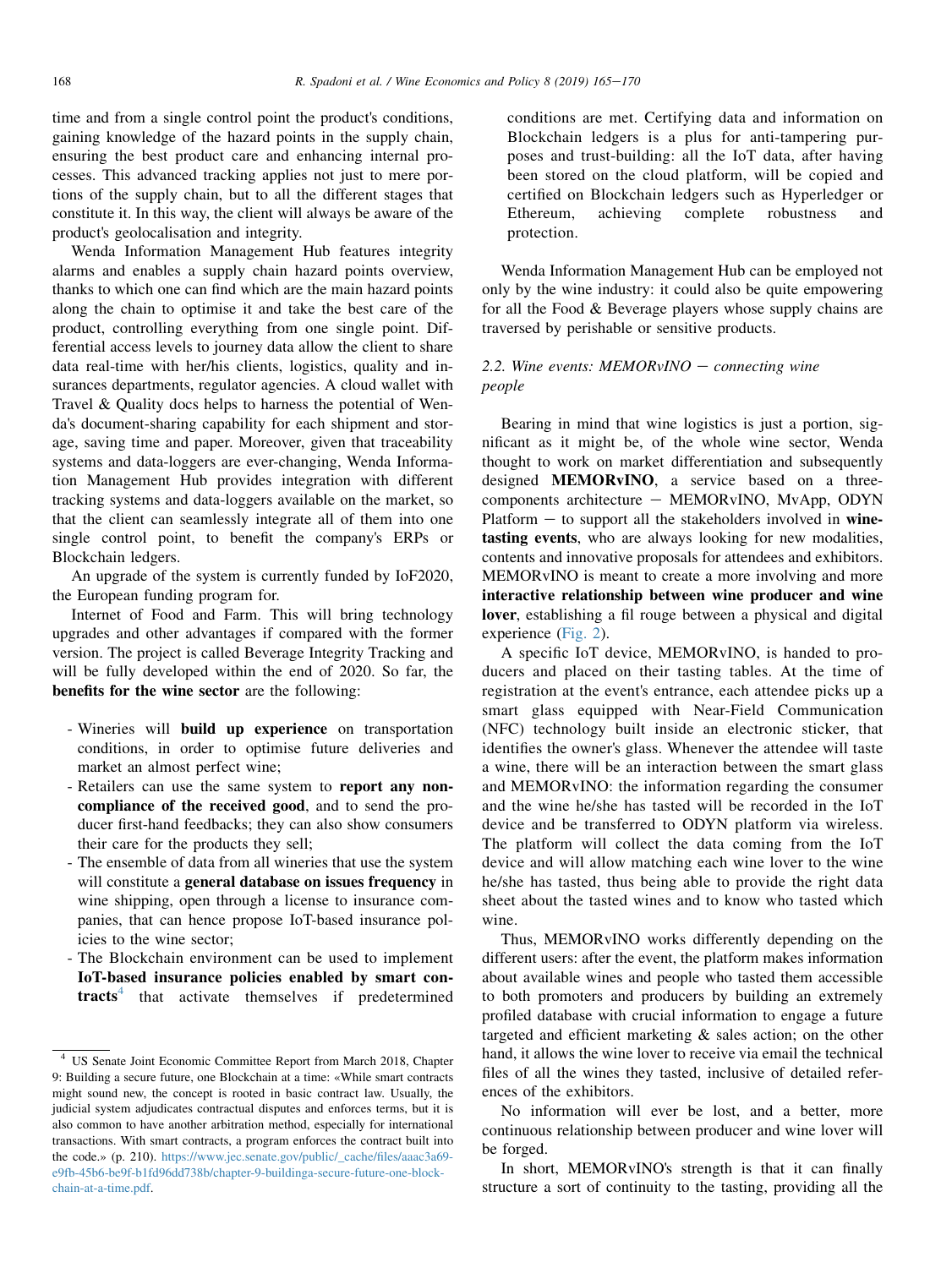time and from a single control point the product's conditions, gaining knowledge of the hazard points in the supply chain, ensuring the best product care and enhancing internal processes. This advanced tracking applies not just to mere portions of the supply chain, but to all the different stages that constitute it. In this way, the client will always be aware of the product's geolocalisation and integrity.

Wenda Information Management Hub features integrity alarms and enables a supply chain hazard points overview, thanks to which one can find which are the main hazard points along the chain to optimise it and take the best care of the product, controlling everything from one single point. Differential access levels to journey data allow the client to share data real-time with her/his clients, logistics, quality and insurances departments, regulator agencies. A cloud wallet with Travel & Quality docs helps to harness the potential of Wenda's document-sharing capability for each shipment and storage, saving time and paper. Moreover, given that traceability systems and data-loggers are ever-changing, Wenda Information Management Hub provides integration with different tracking systems and data-loggers available on the market, so that the client can seamlessly integrate all of them into one single control point, to benefit the company's ERPs or Blockchain ledgers.

An upgrade of the system is currently funded by IoF2020, the European funding program for.

Internet of Food and Farm. This will bring technology upgrades and other advantages if compared with the former version. The project is called Beverage Integrity Tracking and will be fully developed within the end of 2020. So far, the **benefits for the wine sector** are the following:

- Wineries will **build up experience** on transportation conditions, in order to optimise future deliveries and market an almost perfect wine;
- Retailers can use the same system to **report any non-compliance of the received good**, and to send the producer first-hand feedbacks; they can also show consumers their care for the products they sell;
- The ensemble of data from all wineries that use the system will constitute a **general database on issues frequency** in wine shipping, open through a license to insurance companies, that can hence propose IoT-based insurance policies to the wine sector;
- The Blockchain environment can be used to implement **IoT-based insurance policies enabled by smart contracts**[4] that activate themselves if predetermined conditions are met. Certifying data and information on Blockchain ledgers is a plus for anti-tampering purposes and trust-building: all the IoT data, after having been stored on the cloud platform, will be copied and certified on Blockchain ledgers such as Hyperledger or Ethereum, achieving complete robustness and protection.

Wenda Information Management Hub can be employed not only by the wine industry: it could also be quite empowering for all the Food & Beverage players whose supply chains are traversed by perishable or sensitive products.

### 2.2. Wine events: MEMORvINO – connecting wine people

Bearing in mind that wine logistics is just a portion, significant as it might be, of the whole wine sector, Wenda thought to work on market differentiation and subsequently designed **MEMORvINO**, a service based on a three-components architecture – MEMORvINO, MvApp, ODYN Platform – to support all the stakeholders involved in **wine-tasting events**, who are always looking for new modalities, contents and innovative proposals for attendees and exhibitors. MEMORvINO is meant to create a more involving and more **interactive relationship between wine producer and wine lover**, establishing a fil rouge between a physical and digital experience (Fig. 2).

A specific IoT device, MEMORvINO, is handed to producers and placed on their tasting tables. At the time of registration at the event's entrance, each attendee picks up a smart glass equipped with Near-Field Communication (NFC) technology built inside an electronic sticker, that identifies the owner's glass. Whenever the attendee will taste a wine, there will be an interaction between the smart glass and MEMORvINO: the information regarding the consumer and the wine he/she has tasted will be recorded in the IoT device and be transferred to ODYN platform via wireless. The platform will collect the data coming from the IoT device and will allow matching each wine lover to the wine he/she has tasted, thus being able to provide the right data sheet about the tasted wines and to know who tasted which wine.

Thus, MEMORvINO works differently depending on the different users: after the event, the platform makes information about available wines and people who tasted them accessible to both promoters and producers by building an extremely profiled database with crucial information to engage a future targeted and efficient marketing & sales action; on the other hand, it allows the wine lover to receive via email the technical files of all the wines they tasted, inclusive of detailed references of the exhibitors.

No information will ever be lost, and a better, more continuous relationship between producer and wine lover will be forged.

In short, MEMORvINO's strength is that it can finally structure a sort of continuity to the tasting, providing all the

---

[4] US Senate Joint Economic Committee Report from March 2018, Chapter 9: Building a secure future, one Blockchain at a time: «While smart contracts might sound new, the concept is rooted in basic contract law. Usually, the judicial system adjudicates contractual disputes and enforces terms, but it is also common to have another arbitration method, especially for international transactions. With smart contracts, a program enforces the contract built into the code.» (p. 210). https://www.jec.senate.gov/public/_cache/files/aaac3a69-e9fb-45b6-be9f-b1fd96dd738b/chapter-9-buildinga-secure-future-one-block-chain-at-a-time.pdf.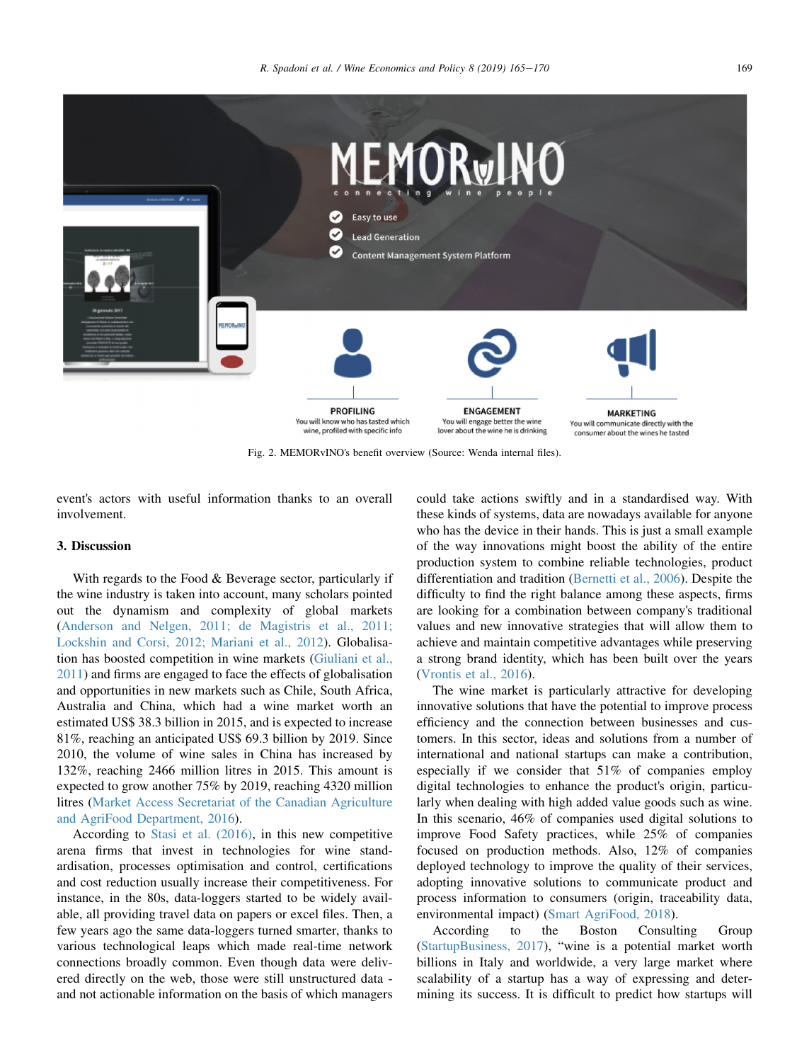Fig. 2. MEMORvINO's benefit overview (Source: Wenda internal files).

event's actors with useful information thanks to an overall involvement.

## 3. Discussion

With regards to the Food & Beverage sector, particularly if the wine industry is taken into account, many scholars pointed out the dynamism and complexity of global markets (Anderson and Nelgen, 2011; de Magistris et al., 2011; Lockshin and Corsi, 2012; Mariani et al., 2012). Globalisation has boosted competition in wine markets (Giuliani et al., 2011) and firms are engaged to face the effects of globalisation and opportunities in new markets such as Chile, South Africa, Australia and China, which had a wine market worth an estimated US$ 38.3 billion in 2015, and is expected to increase 81%, reaching an anticipated US$ 69.3 billion by 2019. Since 2010, the volume of wine sales in China has increased by 132%, reaching 2466 million litres in 2015. This amount is expected to grow another 75% by 2019, reaching 4320 million litres (Market Access Secretariat of the Canadian Agriculture and AgriFood Department, 2016).

According to Stasi et al. (2016), in this new competitive arena firms that invest in technologies for wine standardisation, processes optimisation and control, certifications and cost reduction usually increase their competitiveness. For instance, in the 80s, data-loggers started to be widely available, all providing travel data on papers or excel files. Then, a few years ago the same data-loggers turned smarter, thanks to various technological leaps which made real-time network connections broadly common. Even though data were delivered directly on the web, those were still unstructured data - and not actionable information on the basis of which managers could take actions swiftly and in a standardised way. With these kinds of systems, data are nowadays available for anyone who has the device in their hands. This is just a small example of the way innovations might boost the ability of the entire production system to combine reliable technologies, product differentiation and tradition (Bernetti et al., 2006). Despite the difficulty to find the right balance among these aspects, firms are looking for a combination between company's traditional values and new innovative strategies that will allow them to achieve and maintain competitive advantages while preserving a strong brand identity, which has been built over the years (Vrontis et al., 2016).

The wine market is particularly attractive for developing innovative solutions that have the potential to improve process efficiency and the connection between businesses and customers. In this sector, ideas and solutions from a number of international and national startups can make a contribution, especially if we consider that 51% of companies employ digital technologies to enhance the product's origin, particularly when dealing with high added value goods such as wine. In this scenario, 46% of companies used digital solutions to improve Food Safety practices, while 25% of companies focused on production methods. Also, 12% of companies deployed technology to improve the quality of their services, adopting innovative solutions to communicate product and process information to consumers (origin, traceability data, environmental impact) (Smart AgriFood, 2018).

According to the Boston Consulting Group (StartupBusiness, 2017), "wine is a potential market worth billions in Italy and worldwide, a very large market where scalability of a startup has a way of expressing and determining its success. It is difficult to predict how startups will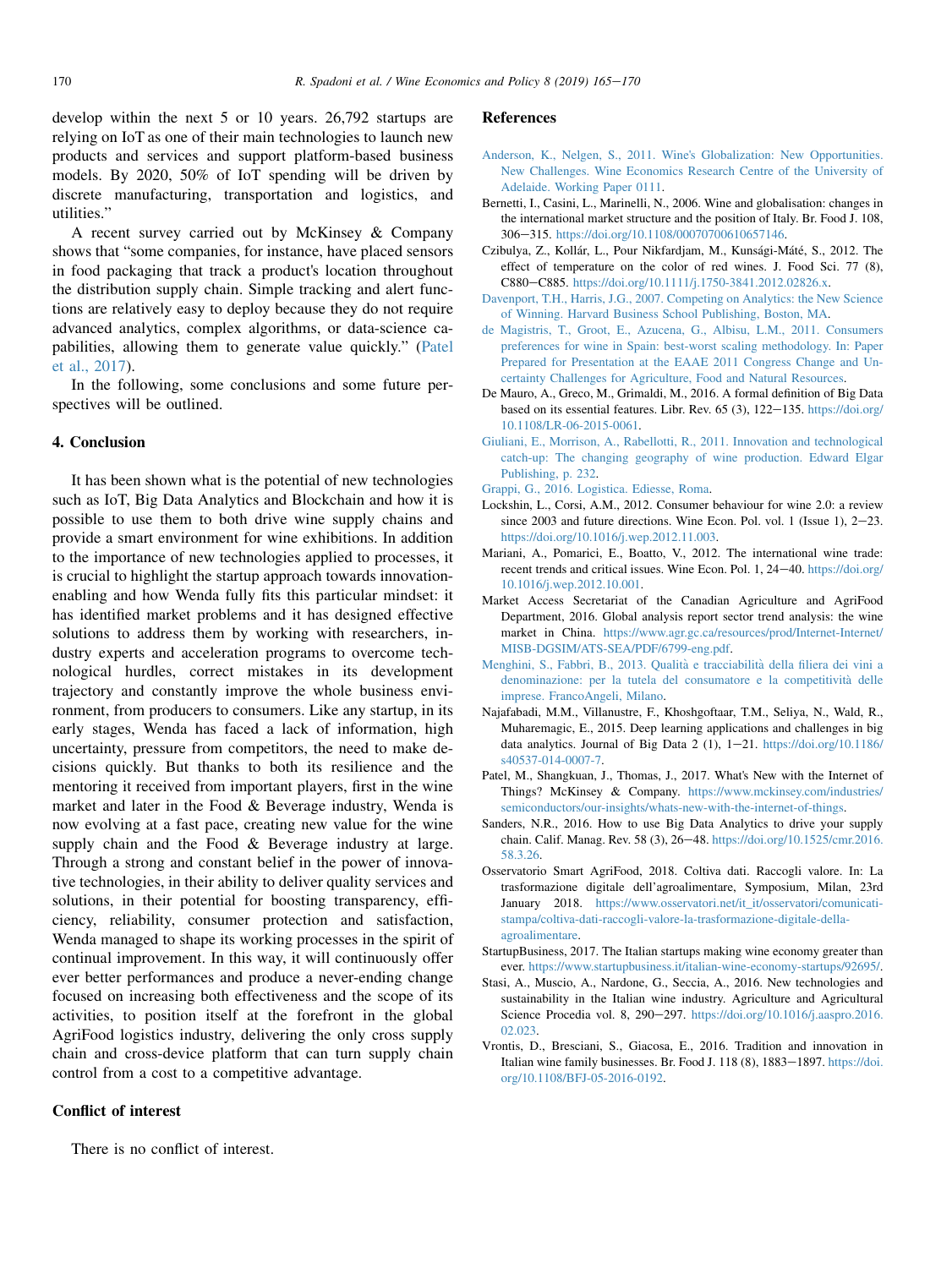develop within the next 5 or 10 years. 26,792 startups are relying on IoT as one of their main technologies to launch new products and services and support platform-based business models. By 2020, 50% of IoT spending will be driven by discrete manufacturing, transportation and logistics, and utilities."

A recent survey carried out by McKinsey & Company shows that "some companies, for instance, have placed sensors in food packaging that track a product's location throughout the distribution supply chain. Simple tracking and alert functions are relatively easy to deploy because they do not require advanced analytics, complex algorithms, or data-science capabilities, allowing them to generate value quickly." (Patel et al., 2017).

In the following, some conclusions and some future perspectives will be outlined.

## 4. Conclusion

It has been shown what is the potential of new technologies such as IoT, Big Data Analytics and Blockchain and how it is possible to use them to both drive wine supply chains and provide a smart environment for wine exhibitions. In addition to the importance of new technologies applied to processes, it is crucial to highlight the startup approach towards innovation-enabling and how Wenda fully fits this particular mindset: it has identified market problems and it has designed effective solutions to address them by working with researchers, industry experts and acceleration programs to overcome technological hurdles, correct mistakes in its development trajectory and constantly improve the whole business environment, from producers to consumers. Like any startup, in its early stages, Wenda has faced a lack of information, high uncertainty, pressure from competitors, the need to make decisions quickly. But thanks to both its resilience and the mentoring it received from important players, first in the wine market and later in the Food & Beverage industry, Wenda is now evolving at a fast pace, creating new value for the wine supply chain and the Food & Beverage industry at large. Through a strong and constant belief in the power of innovative technologies, in their ability to deliver quality services and solutions, in their potential for boosting transparency, efficiency, reliability, consumer protection and satisfaction, Wenda managed to shape its working processes in the spirit of continual improvement. In this way, it will continuously offer ever better performances and produce a never-ending change focused on increasing both effectiveness and the scope of its activities, to position itself at the forefront in the global AgriFood logistics industry, delivering the only cross supply chain and cross-device platform that can turn supply chain control from a cost to a competitive advantage.

## Conflict of interest

There is no conflict of interest.

## References

Anderson, K., Nelgen, S., 2011. Wine's Globalization: New Opportunities. New Challenges. Wine Economics Research Centre of the University of Adelaide. Working Paper 0111.

Bernetti, I., Casini, L., Marinelli, N., 2006. Wine and globalisation: changes in the international market structure and the position of Italy. Br. Food J. 108, 306−315. https://doi.org/10.1108/00070700610657146.

Czibulya, Z., Kollár, L., Pour Nikfardjam, M., Kunsági-Máté, S., 2012. The effect of temperature on the color of red wines. J. Food Sci. 77 (8), C880−C885. https://doi.org/10.1111/j.1750-3841.2012.02826.x.

Davenport, T.H., Harris, J.G., 2007. Competing on Analytics: the New Science of Winning. Harvard Business School Publishing, Boston, MA.

de Magistris, T., Groot, E., Azucena, G., Albisu, L.M., 2011. Consumers preferences for wine in Spain: best-worst scaling methodology. In: Paper Prepared for Presentation at the EAAE 2011 Congress Change and Uncertainty Challenges for Agriculture, Food and Natural Resources.

De Mauro, A., Greco, M., Grimaldi, M., 2016. A formal definition of Big Data based on its essential features. Libr. Rev. 65 (3), 122−135. https://doi.org/10.1108/LR-06-2015-0061.

Giuliani, E., Morrison, A., Rabellotti, R., 2011. Innovation and technological catch-up: The changing geography of wine production. Edward Elgar Publishing, p. 232.

Grappi, G., 2016. Logistica. Ediesse, Roma.

Lockshin, L., Corsi, A.M., 2012. Consumer behaviour for wine 2.0: a review since 2003 and future directions. Wine Econ. Pol. vol. 1 (Issue 1), 2−23. https://doi.org/10.1016/j.wep.2012.11.003.

Mariani, A., Pomarici, E., Boatto, V., 2012. The international wine trade: recent trends and critical issues. Wine Econ. Pol. 1, 24−40. https://doi.org/10.1016/j.wep.2012.10.001.

Market Access Secretariat of the Canadian Agriculture and AgriFood Department, 2016. Global analysis report sector trend analysis: the wine market in China. https://www.agr.gc.ca/resources/prod/Internet-Internet/MISB-DGSIM/ATS-SEA/PDF/6799-eng.pdf.

Menghini, S., Fabbri, B., 2013. Qualità e tracciabilità della filiera dei vini a denominazione: per la tutela del consumatore e la competitività delle imprese. FrancoAngeli, Milano.

Najafabadi, M.M., Villanustre, F., Khoshgoftaar, T.M., Seliya, N., Wald, R., Muharemagic, E., 2015. Deep learning applications and challenges in big data analytics. Journal of Big Data 2 (1), 1−21. https://doi.org/10.1186/s40537-014-0007-7.

Patel, M., Shangkuan, J., Thomas, J., 2017. What's New with the Internet of Things? McKinsey & Company. https://www.mckinsey.com/industries/semiconductors/our-insights/whats-new-with-the-internet-of-things.

Sanders, N.R., 2016. How to use Big Data Analytics to drive your supply chain. Calif. Manag. Rev. 58 (3), 26−48. https://doi.org/10.1525/cmr.2016.58.3.26.

Osservatorio Smart AgriFood, 2018. Coltiva dati. Raccogli valore. In: La trasformazione digitale dell'agroalimentare, Symposium, Milan, 23rd January 2018. https://www.osservatori.net/it_it/osservatori/comunicati-stampa/coltiva-dati-raccogli-valore-la-trasformazione-digitale-della-agroalimentare.

StartupBusiness, 2017. The Italian startups making wine economy greater than ever. https://www.startupbusiness.it/italian-wine-economy-startups/92695/.

Stasi, A., Muscio, A., Nardone, G., Seccia, A., 2016. New technologies and sustainability in the Italian wine industry. Agriculture and Agricultural Science Procedia vol. 8, 290−297. https://doi.org/10.1016/j.aaspro.2016.02.023.

Vrontis, D., Bresciani, S., Giacosa, E., 2016. Tradition and innovation in Italian wine family businesses. Br. Food J. 118 (8), 1883−1897. https://doi.org/10.1108/BFJ-05-2016-0192.